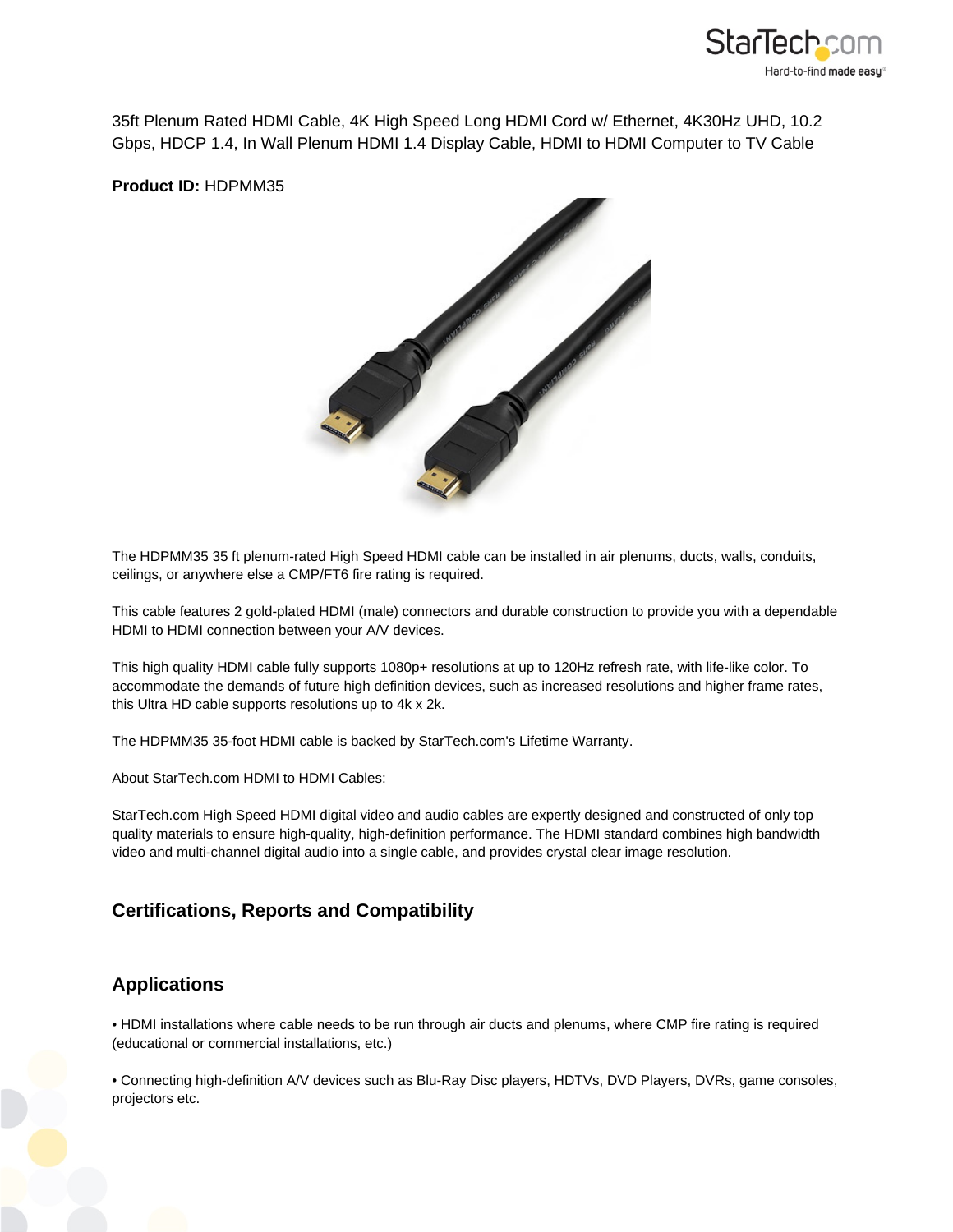35ft Plenum Rated HDMI Cable, 4K High Speed Long HDMI Cord w/ Ethernet, 4K30Hz UHD, 10.2 Gbps, HDCP 1.4, In Wall Plenum HDMI 1.4 Display Cable, HDMI to HDMI Computer to TV Cable

**Product ID:** HDPMM35

The HDPMM35 35 ft plenum-rated High Speed HDMI cable can be installed in air plenums, ducts, walls, conduits, ceilings, or anywhere else a CMP/FT6 fire rating is required.

This cable features 2 gold-plated HDMI (male) connectors and durable construction to provide you with a dependable HDMI to HDMI connection between your A/V devices.

This high quality HDMI cable fully supports 1080p+ resolutions at up to 120Hz refresh rate, with life-like color. To accommodate the demands of future high definition devices, such as increased resolutions and higher frame rates, this Ultra HD cable supports resolutions up to 4k x 2k.

The HDPMM35 35-foot HDMI cable is backed by StarTech.com's Lifetime Warranty.

About StarTech.com HDMI to HDMI Cables:

StarTech.com High Speed HDMI digital video and audio cables are expertly designed and constructed of only top quality materials to ensure high-quality, high-definition performance. The HDMI standard combines high bandwidth video and multi-channel digital audio into a single cable, and provides crystal clear image resolution.

## Certifications, Reports and Compatibility

## Applications

• HDMI installations where cable needs to be run through air ducts and plenums, where CMP fire rating is required (educational or commercial installations, etc.)

• Connecting high-definition A/V devices such as Blu-Ray Disc players, HDTVs, DVD Players, DVRs, game consoles, projectors etc.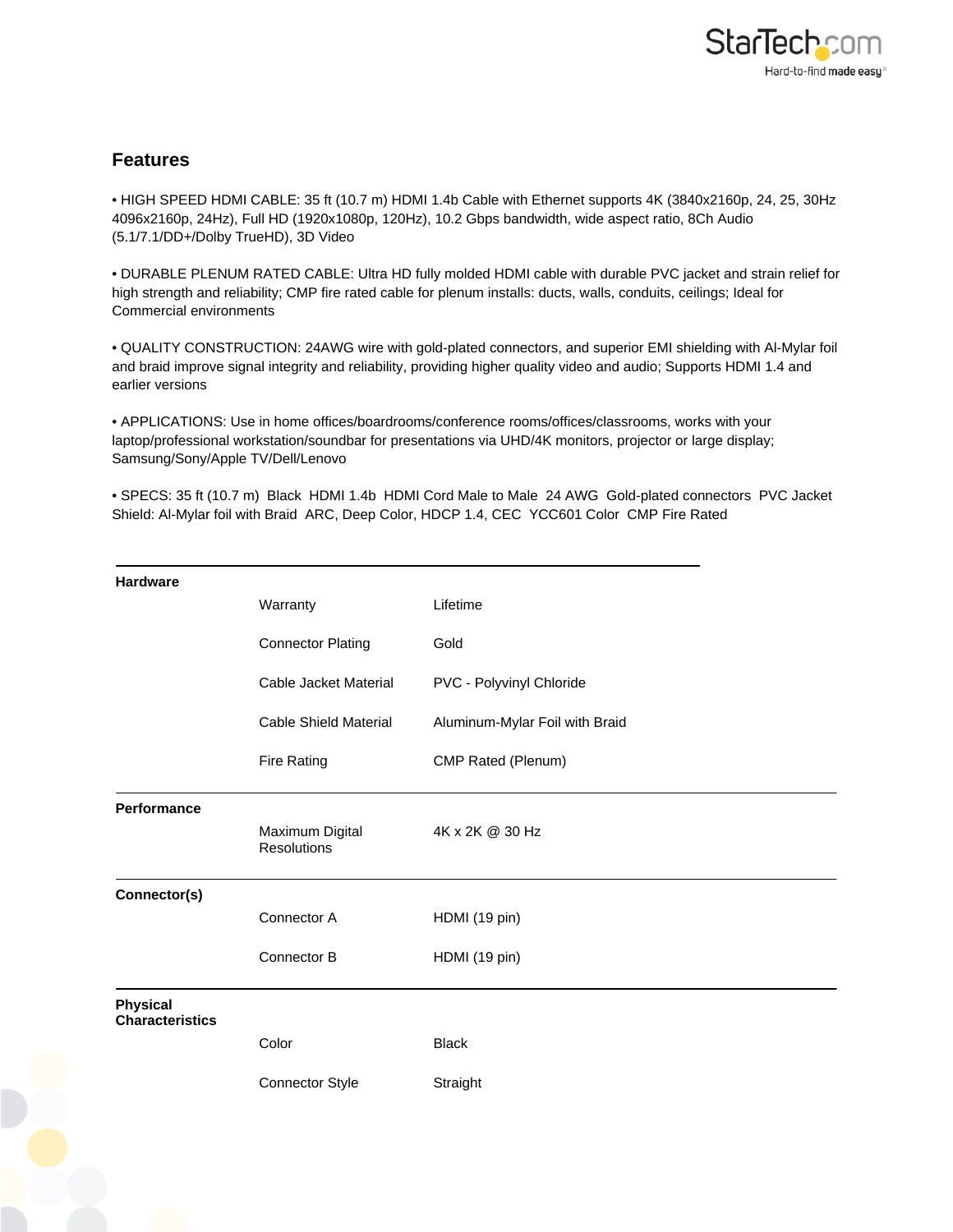## Features

- HIGH SPEED HDMI CABLE: 35 ft (10.7 m) HDMI 1.4b Cable with Ethernet supports 4K (3840x2160p, 24, 25, 30Hz 4096x2160p, 24Hz), Full HD (1920x1080p, 120Hz), 10.2 Gbps bandwidth, wide aspect ratio, 8Ch Audio (5.1/7.1/DD+/Dolby TrueHD), 3D Video

- DURABLE PLENUM RATED CABLE: Ultra HD fully molded HDMI cable with durable PVC jacket and strain relief for high strength and reliability; CMP fire rated cable for plenum installs: ducts, walls, conduits, ceilings; Ideal for Commercial environments

- QUALITY CONSTRUCTION: 24AWG wire with gold-plated connectors, and superior EMI shielding with Al-Mylar foil and braid improve signal integrity and reliability, providing higher quality video and audio; Supports HDMI 1.4 and earlier versions

- APPLICATIONS: Use in home offices/boardrooms/conference rooms/offices/classrooms, works with your laptop/professional workstation/soundbar for presentations via UHD/4K monitors, projector or large display; Samsung/Sony/Apple TV/Dell/Lenovo

- SPECS: 35 ft (10.7 m) Black HDMI 1.4b HDMI Cord Male to Male 24 AWG Gold-plated connectors PVC Jacket Shield: Al-Mylar foil with Braid ARC, Deep Color, HDCP 1.4, CEC YCC601 Color CMP Fire Rated

| | | |
|---|---|---|
| **Hardware** | Warranty | Lifetime |
| | Connector Plating | Gold |
| | Cable Jacket Material | PVC - Polyvinyl Chloride |
| | Cable Shield Material | Aluminum-Mylar Foil with Braid |
| | Fire Rating | CMP Rated (Plenum) |
| **Performance** | Maximum Digital Resolutions | 4K x 2K @ 30 Hz |
| **Connector(s)** | Connector A | HDMI (19 pin) |
| | Connector B | HDMI (19 pin) |
| **Physical Characteristics** | Color | Black |
| | Connector Style | Straight |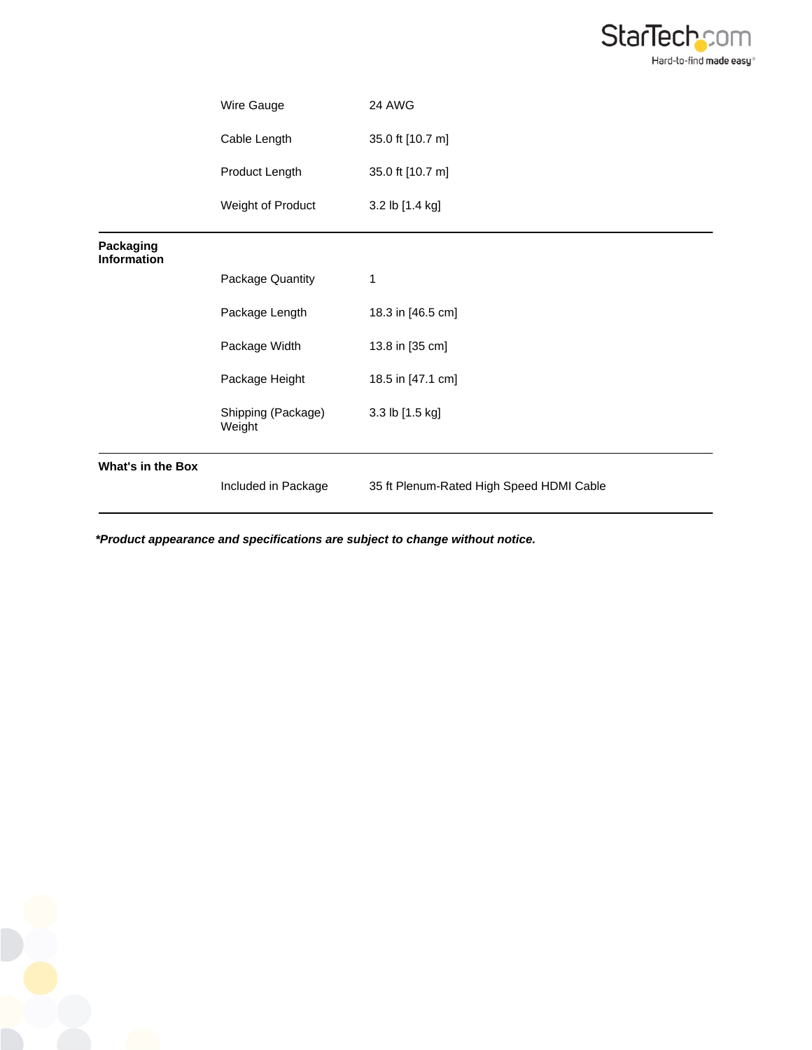| | | |
|---|---|---|
| | Wire Gauge | 24 AWG |
| | Cable Length | 35.0 ft [10.7 m] |
| | Product Length | 35.0 ft [10.7 m] |
| | Weight of Product | 3.2 lb [1.4 kg] |
| **Packaging Information** | | |
| | Package Quantity | 1 |
| | Package Length | 18.3 in [46.5 cm] |
| | Package Width | 13.8 in [35 cm] |
| | Package Height | 18.5 in [47.1 cm] |
| | Shipping (Package) Weight | 3.3 lb [1.5 kg] |
| **What's in the Box** | | |
| | Included in Package | 35 ft Plenum-Rated High Speed HDMI Cable |

***Product appearance and specifications are subject to change without notice.***